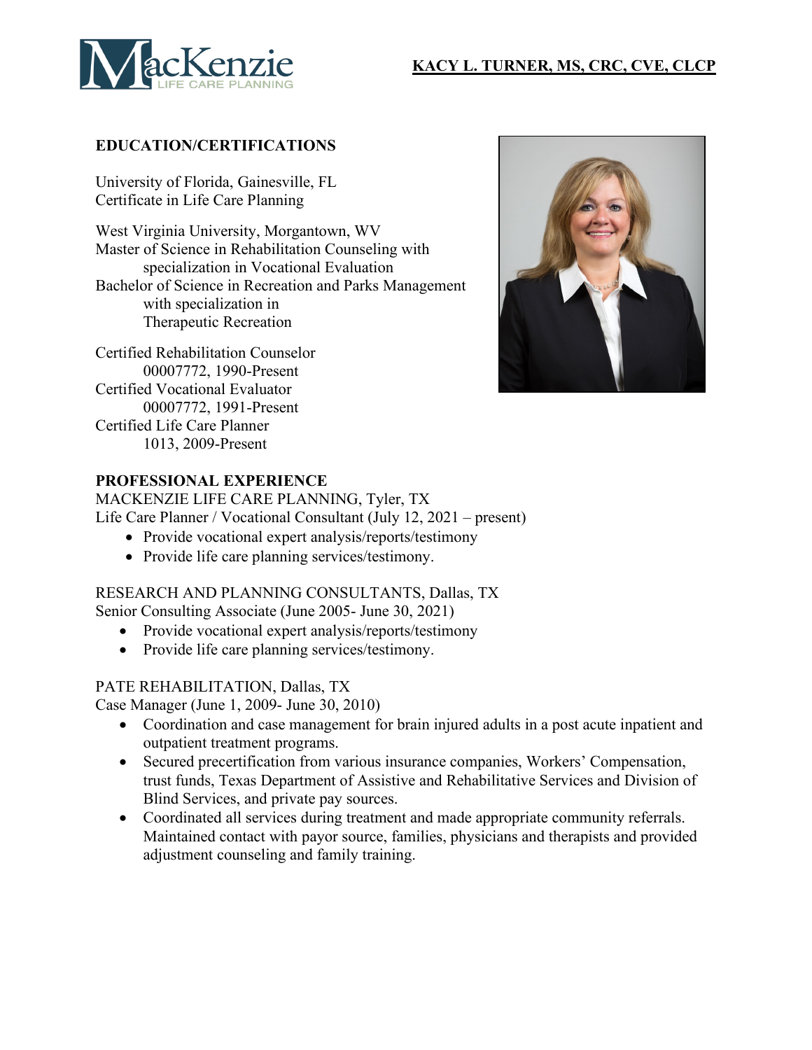# KACY L. TURNER, MS, CRC, CVE, CLCP

## EDUCATION/CERTIFICATIONS

University of Florida, Gainesville, FL
Certificate in Life Care Planning

West Virginia University, Morgantown, WV
Master of Science in Rehabilitation Counseling with specialization in Vocational Evaluation
Bachelor of Science in Recreation and Parks Management with specialization in Therapeutic Recreation

Certified Rehabilitation Counselor
00007772, 1990-Present
Certified Vocational Evaluator
00007772, 1991-Present
Certified Life Care Planner
1013, 2009-Present

## PROFESSIONAL EXPERIENCE

MACKENZIE LIFE CARE PLANNING, Tyler, TX
Life Care Planner / Vocational Consultant (July 12, 2021 – present)

- Provide vocational expert analysis/reports/testimony
- Provide life care planning services/testimony.

RESEARCH AND PLANNING CONSULTANTS, Dallas, TX
Senior Consulting Associate (June 2005- June 30, 2021)

- Provide vocational expert analysis/reports/testimony
- Provide life care planning services/testimony.

PATE REHABILITATION, Dallas, TX
Case Manager (June 1, 2009- June 30, 2010)

- Coordination and case management for brain injured adults in a post acute inpatient and outpatient treatment programs.
- Secured precertification from various insurance companies, Workers' Compensation, trust funds, Texas Department of Assistive and Rehabilitative Services and Division of Blind Services, and private pay sources.
- Coordinated all services during treatment and made appropriate community referrals. Maintained contact with payor source, families, physicians and therapists and provided adjustment counseling and family training.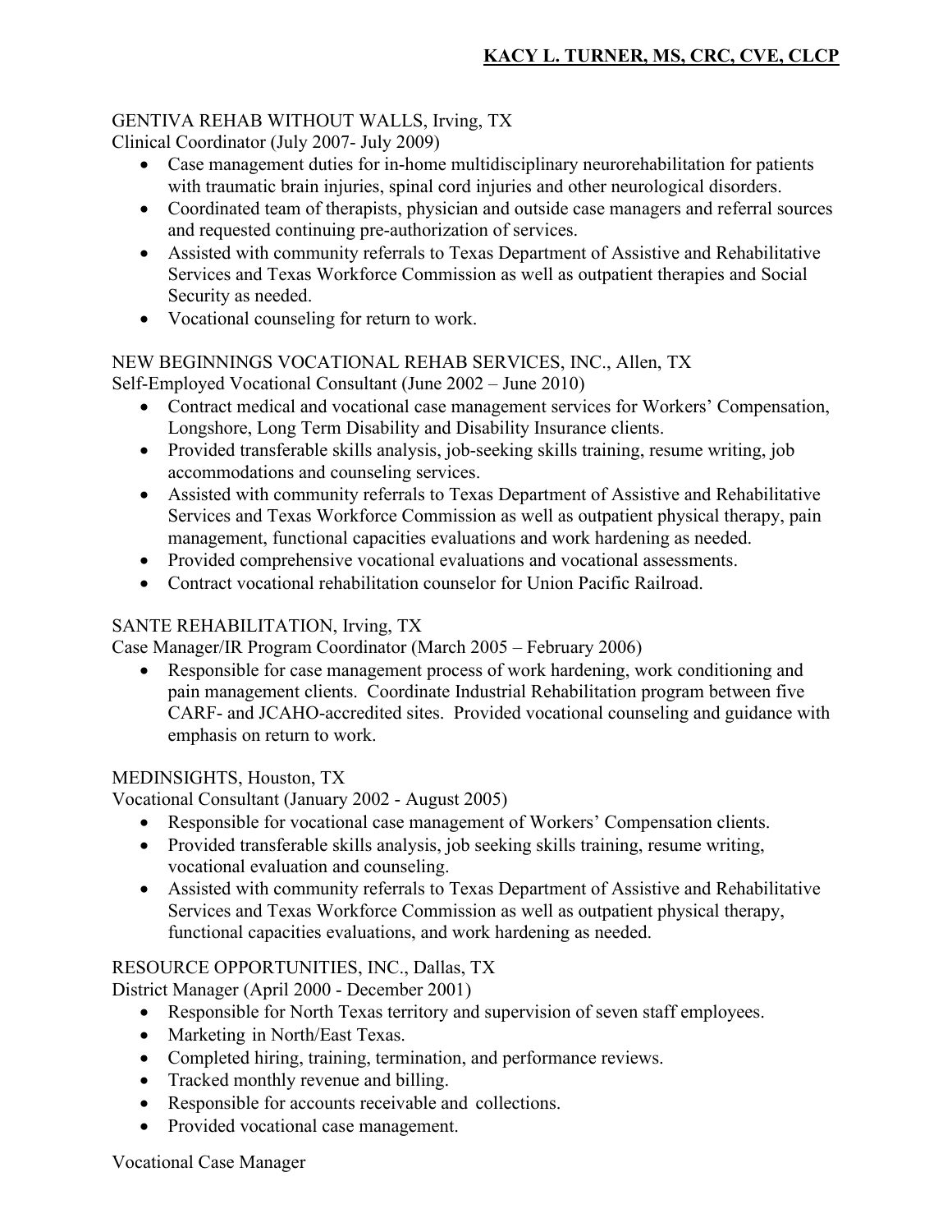GENTIVA REHAB WITHOUT WALLS, Irving, TX
Clinical Coordinator (July 2007- July 2009)

- Case management duties for in-home multidisciplinary neurorehabilitation for patients with traumatic brain injuries, spinal cord injuries and other neurological disorders.
- Coordinated team of therapists, physician and outside case managers and referral sources and requested continuing pre-authorization of services.
- Assisted with community referrals to Texas Department of Assistive and Rehabilitative Services and Texas Workforce Commission as well as outpatient therapies and Social Security as needed.
- Vocational counseling for return to work.

NEW BEGINNINGS VOCATIONAL REHAB SERVICES, INC., Allen, TX
Self-Employed Vocational Consultant (June 2002 – June 2010)

- Contract medical and vocational case management services for Workers' Compensation, Longshore, Long Term Disability and Disability Insurance clients.
- Provided transferable skills analysis, job-seeking skills training, resume writing, job accommodations and counseling services.
- Assisted with community referrals to Texas Department of Assistive and Rehabilitative Services and Texas Workforce Commission as well as outpatient physical therapy, pain management, functional capacities evaluations and work hardening as needed.
- Provided comprehensive vocational evaluations and vocational assessments.
- Contract vocational rehabilitation counselor for Union Pacific Railroad.

SANTE REHABILITATION, Irving, TX
Case Manager/IR Program Coordinator (March 2005 – February 2006)

- Responsible for case management process of work hardening, work conditioning and pain management clients. Coordinate Industrial Rehabilitation program between five CARF- and JCAHO-accredited sites. Provided vocational counseling and guidance with emphasis on return to work.

MEDINSIGHTS, Houston, TX
Vocational Consultant (January 2002 - August 2005)

- Responsible for vocational case management of Workers' Compensation clients.
- Provided transferable skills analysis, job seeking skills training, resume writing, vocational evaluation and counseling.
- Assisted with community referrals to Texas Department of Assistive and Rehabilitative Services and Texas Workforce Commission as well as outpatient physical therapy, functional capacities evaluations, and work hardening as needed.

RESOURCE OPPORTUNITIES, INC., Dallas, TX
District Manager (April 2000 - December 2001)

- Responsible for North Texas territory and supervision of seven staff employees.
- Marketing in North/East Texas.
- Completed hiring, training, termination, and performance reviews.
- Tracked monthly revenue and billing.
- Responsible for accounts receivable and collections.
- Provided vocational case management.

Vocational Case Manager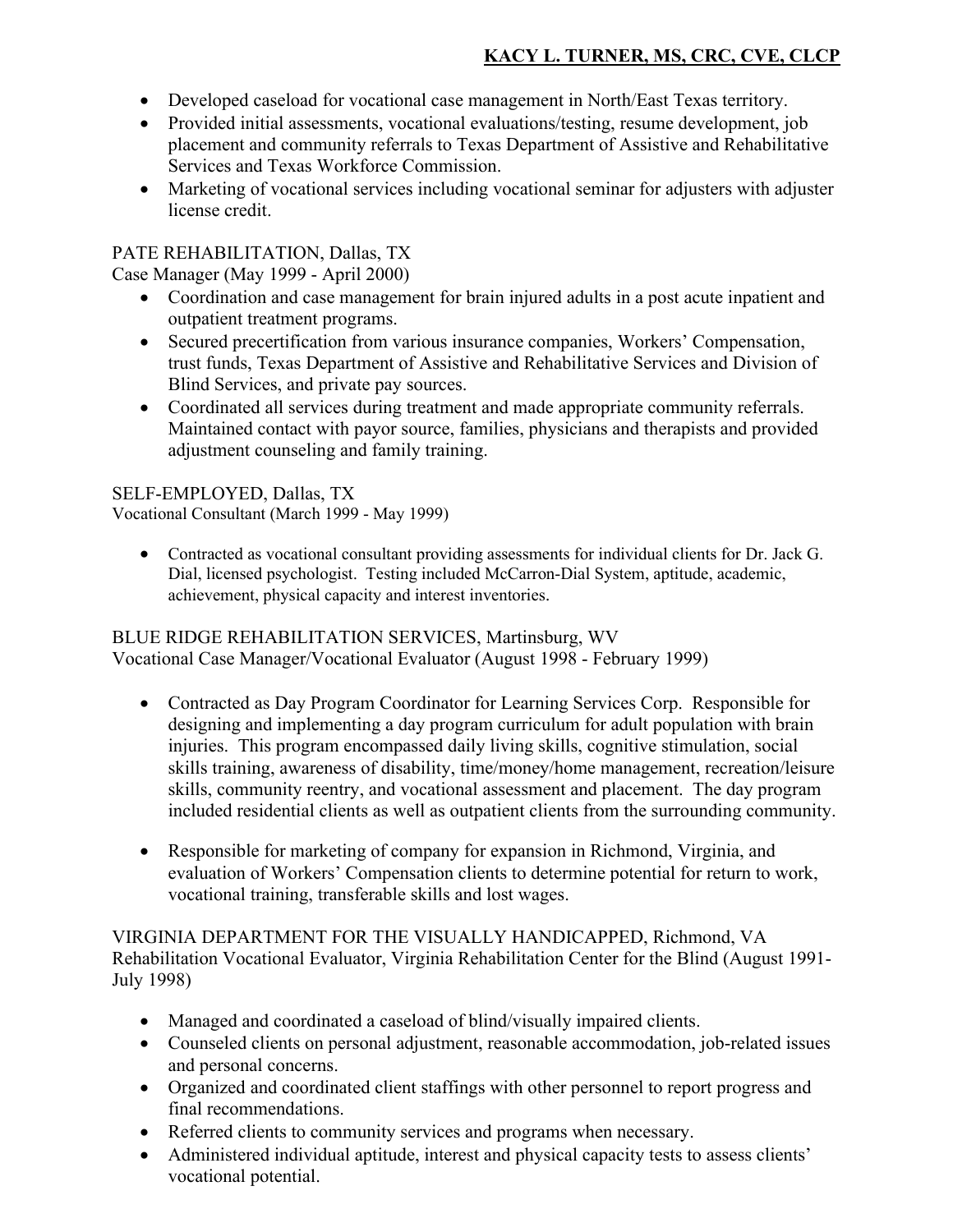- Developed caseload for vocational case management in North/East Texas territory.
- Provided initial assessments, vocational evaluations/testing, resume development, job placement and community referrals to Texas Department of Assistive and Rehabilitative Services and Texas Workforce Commission.
- Marketing of vocational services including vocational seminar for adjusters with adjuster license credit.

PATE REHABILITATION, Dallas, TX
Case Manager (May 1999 - April 2000)

- Coordination and case management for brain injured adults in a post acute inpatient and outpatient treatment programs.
- Secured precertification from various insurance companies, Workers' Compensation, trust funds, Texas Department of Assistive and Rehabilitative Services and Division of Blind Services, and private pay sources.
- Coordinated all services during treatment and made appropriate community referrals. Maintained contact with payor source, families, physicians and therapists and provided adjustment counseling and family training.

SELF-EMPLOYED, Dallas, TX
Vocational Consultant (March 1999 - May 1999)

- Contracted as vocational consultant providing assessments for individual clients for Dr. Jack G. Dial, licensed psychologist. Testing included McCarron-Dial System, aptitude, academic, achievement, physical capacity and interest inventories.

BLUE RIDGE REHABILITATION SERVICES, Martinsburg, WV
Vocational Case Manager/Vocational Evaluator (August 1998 - February 1999)

- Contracted as Day Program Coordinator for Learning Services Corp. Responsible for designing and implementing a day program curriculum for adult population with brain injuries. This program encompassed daily living skills, cognitive stimulation, social skills training, awareness of disability, time/money/home management, recreation/leisure skills, community reentry, and vocational assessment and placement. The day program included residential clients as well as outpatient clients from the surrounding community.

- Responsible for marketing of company for expansion in Richmond, Virginia, and evaluation of Workers' Compensation clients to determine potential for return to work, vocational training, transferable skills and lost wages.

VIRGINIA DEPARTMENT FOR THE VISUALLY HANDICAPPED, Richmond, VA
Rehabilitation Vocational Evaluator, Virginia Rehabilitation Center for the Blind (August 1991-July 1998)

- Managed and coordinated a caseload of blind/visually impaired clients.
- Counseled clients on personal adjustment, reasonable accommodation, job-related issues and personal concerns.
- Organized and coordinated client staffings with other personnel to report progress and final recommendations.
- Referred clients to community services and programs when necessary.
- Administered individual aptitude, interest and physical capacity tests to assess clients' vocational potential.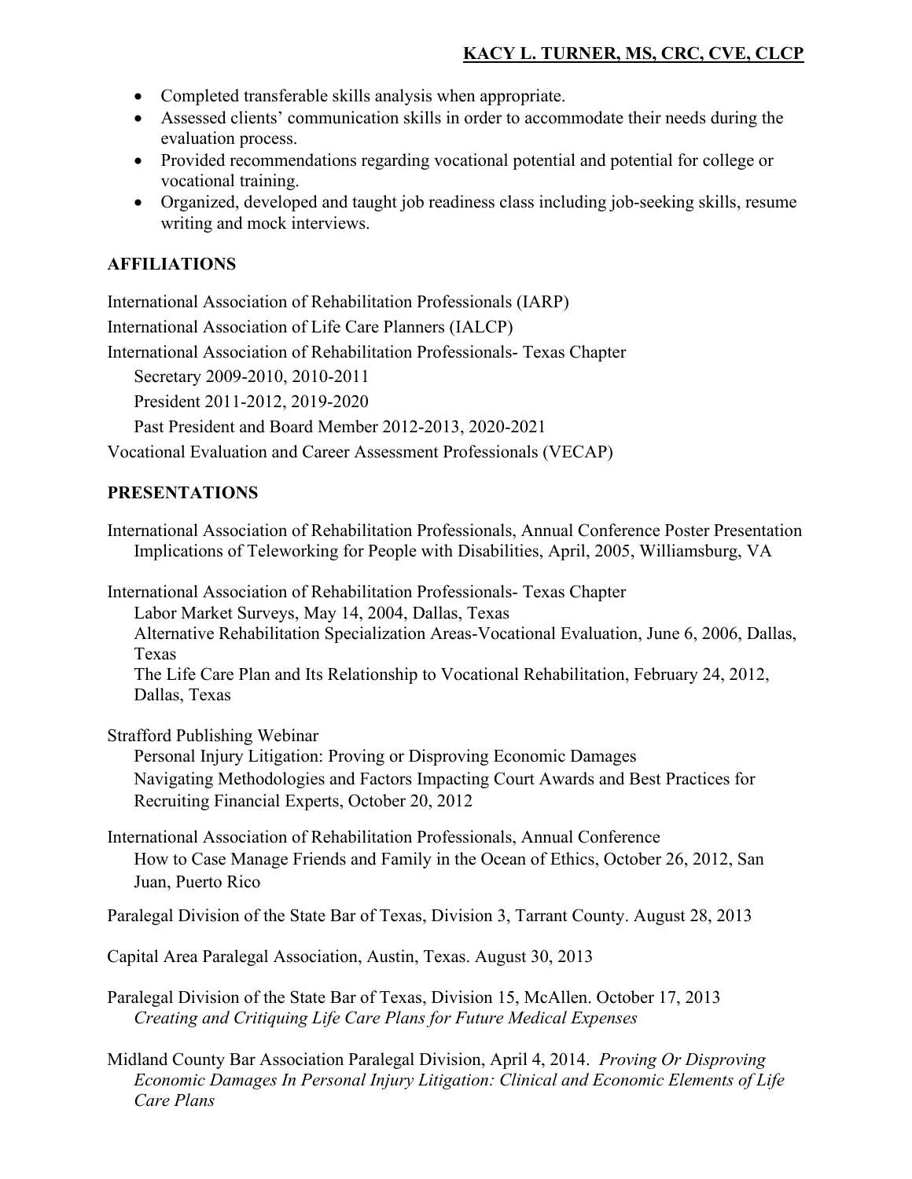- Completed transferable skills analysis when appropriate.
- Assessed clients' communication skills in order to accommodate their needs during the evaluation process.
- Provided recommendations regarding vocational potential and potential for college or vocational training.
- Organized, developed and taught job readiness class including job-seeking skills, resume writing and mock interviews.

## AFFILIATIONS

International Association of Rehabilitation Professionals (IARP)

International Association of Life Care Planners (IALCP)

International Association of Rehabilitation Professionals- Texas Chapter

Secretary 2009-2010, 2010-2011

President 2011-2012, 2019-2020

Past President and Board Member 2012-2013, 2020-2021

Vocational Evaluation and Career Assessment Professionals (VECAP)

## PRESENTATIONS

International Association of Rehabilitation Professionals, Annual Conference Poster Presentation
Implications of Teleworking for People with Disabilities, April, 2005, Williamsburg, VA

International Association of Rehabilitation Professionals- Texas Chapter
Labor Market Surveys, May 14, 2004, Dallas, Texas
Alternative Rehabilitation Specialization Areas-Vocational Evaluation, June 6, 2006, Dallas, Texas
The Life Care Plan and Its Relationship to Vocational Rehabilitation, February 24, 2012, Dallas, Texas

Strafford Publishing Webinar
Personal Injury Litigation: Proving or Disproving Economic Damages
Navigating Methodologies and Factors Impacting Court Awards and Best Practices for Recruiting Financial Experts, October 20, 2012

International Association of Rehabilitation Professionals, Annual Conference
How to Case Manage Friends and Family in the Ocean of Ethics, October 26, 2012, San Juan, Puerto Rico

Paralegal Division of the State Bar of Texas, Division 3, Tarrant County. August 28, 2013

Capital Area Paralegal Association, Austin, Texas. August 30, 2013

Paralegal Division of the State Bar of Texas, Division 15, McAllen. October 17, 2013
*Creating and Critiquing Life Care Plans for Future Medical Expenses*

Midland County Bar Association Paralegal Division, April 4, 2014. *Proving Or Disproving Economic Damages In Personal Injury Litigation: Clinical and Economic Elements of Life Care Plans*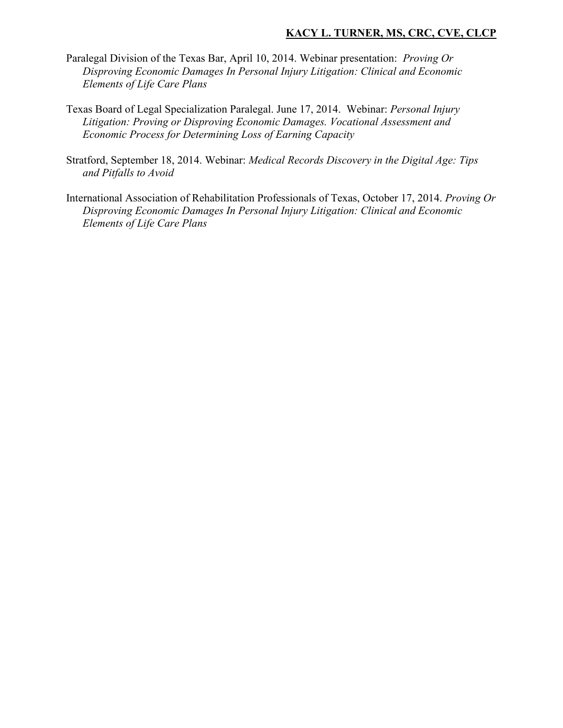Paralegal Division of the Texas Bar, April 10, 2014. Webinar presentation: *Proving Or Disproving Economic Damages In Personal Injury Litigation: Clinical and Economic Elements of Life Care Plans*

Texas Board of Legal Specialization Paralegal. June 17, 2014. Webinar: *Personal Injury Litigation: Proving or Disproving Economic Damages. Vocational Assessment and Economic Process for Determining Loss of Earning Capacity*

Stratford, September 18, 2014. Webinar: *Medical Records Discovery in the Digital Age: Tips and Pitfalls to Avoid*

International Association of Rehabilitation Professionals of Texas, October 17, 2014. *Proving Or Disproving Economic Damages In Personal Injury Litigation: Clinical and Economic Elements of Life Care Plans*